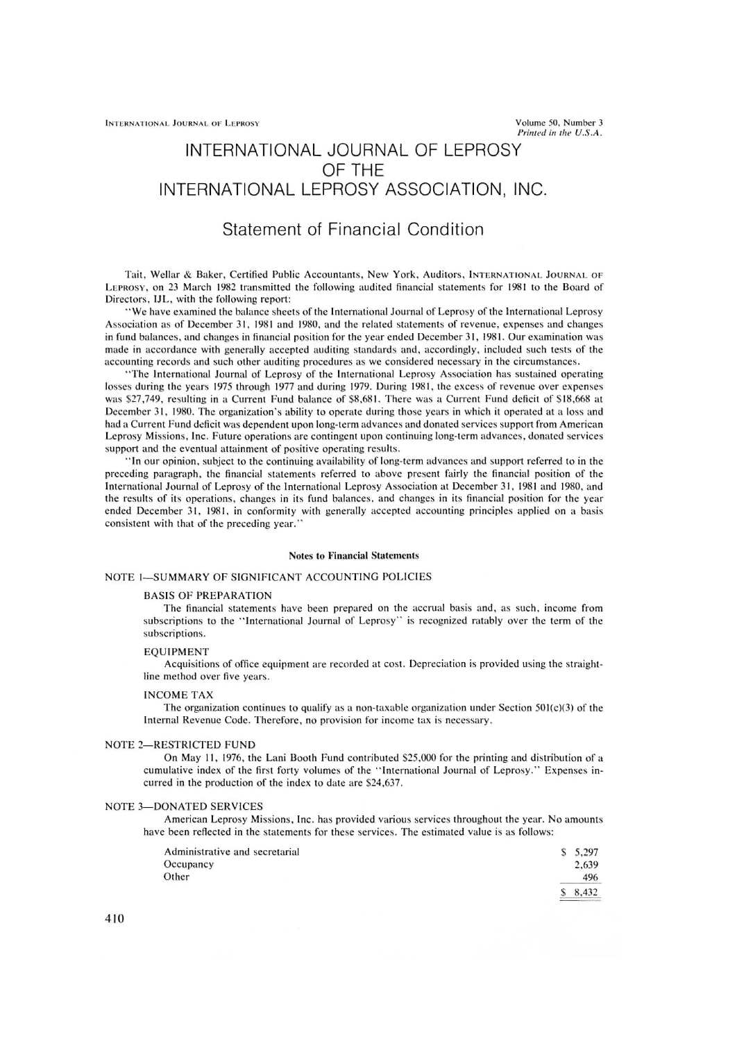# INTERNATIONAL JOURNAL OF LEPROSY OF THE INTERNATIONAL LEPROSY ASSOCIATION, INC.

## Statement of Financial Condition

Tait, Wellar & Baker, Certified Public Accountants, New York, Auditors, INTERNATIONAL JOURNAL OF LEPROSY, on 23 March 1982 transmitted the following audited financial statements for 1981 to the Board of Directors, IJL, with the following report:

"We have examined the balance sheets of the International Journal of Leprosy of the International Leprosy Association as of December 31, 1981 and 1980, and the related statements of revenue, expenses and changes in fund balances, and changes in financial position for the year ended December 31, 1981. Our examination was made in accordance with generally accepted auditing standards and, accordingly, included such tests of the accounting records and such other auditing procedures as we considered necessary in the circumstances.

"The International Journal of Leprosy of the International Leprosy Association has sustained operating losses during the years 1975 through 1977 and during 1979. During 1981, the excess of revenue over expenses was $27,749, resulting in a Current Fund balance of $8,681. There was a Current Fund deficit of $18,668 at December 31, 1980. The organization's ability to operate during those years in which it operated at a loss and had a Current Fund deficit was dependent upon long-term advances and donated services support from American Leprosy Missions, Inc. Future operations are contingent upon continuing long-term advances, donated services support and the eventual attainment of positive operating results.

"In our opinion, subject to the continuing availability of long-term advances and support referred to in the preceding paragraph, the financial statements referred to above present fairly the financial position of the International Journal of Leprosy of the International Leprosy Association at December 31, 1981 and 1980, and the results of its operations, changes in its fund balances, and changes in its financial position for the year ended December 31, 1981, in conformity with generally accepted accounting principles applied on a basis consistent with that of the preceding year."

### Notes to Financial Statements

#### NOTE 1—SUMMARY OF SIGNIFICANT ACCOUNTING POLICIES

BASIS OF PREPARATION

The financial statements have been prepared on the accrual basis and, as such, income from subscriptions to the "International Journal of Leprosy" is recognized ratably over the term of the subscriptions.

EQUIPMENT

Acquisitions of office equipment are recorded at cost. Depreciation is provided using the straight-line method over five years.

INCOME TAX

The organization continues to qualify as a non-taxable organization under Section 501(c)(3) of the Internal Revenue Code. Therefore, no provision for income tax is necessary.

#### NOTE 2—RESTRICTED FUND

On May 11, 1976, the Lani Booth Fund contributed $25,000 for the printing and distribution of a cumulative index of the first forty volumes of the "International Journal of Leprosy." Expenses incurred in the production of the index to date are $24,637.

#### NOTE 3—DONATED SERVICES

American Leprosy Missions, Inc. has provided various services throughout the year. No amounts have been reflected in the statements for these services. The estimated value is as follows:

| | |
|---|---|
| Administrative and secretarial | $ 5,297 |
| Occupancy | 2,639 |
| Other | 496 |
| | $ 8,432 |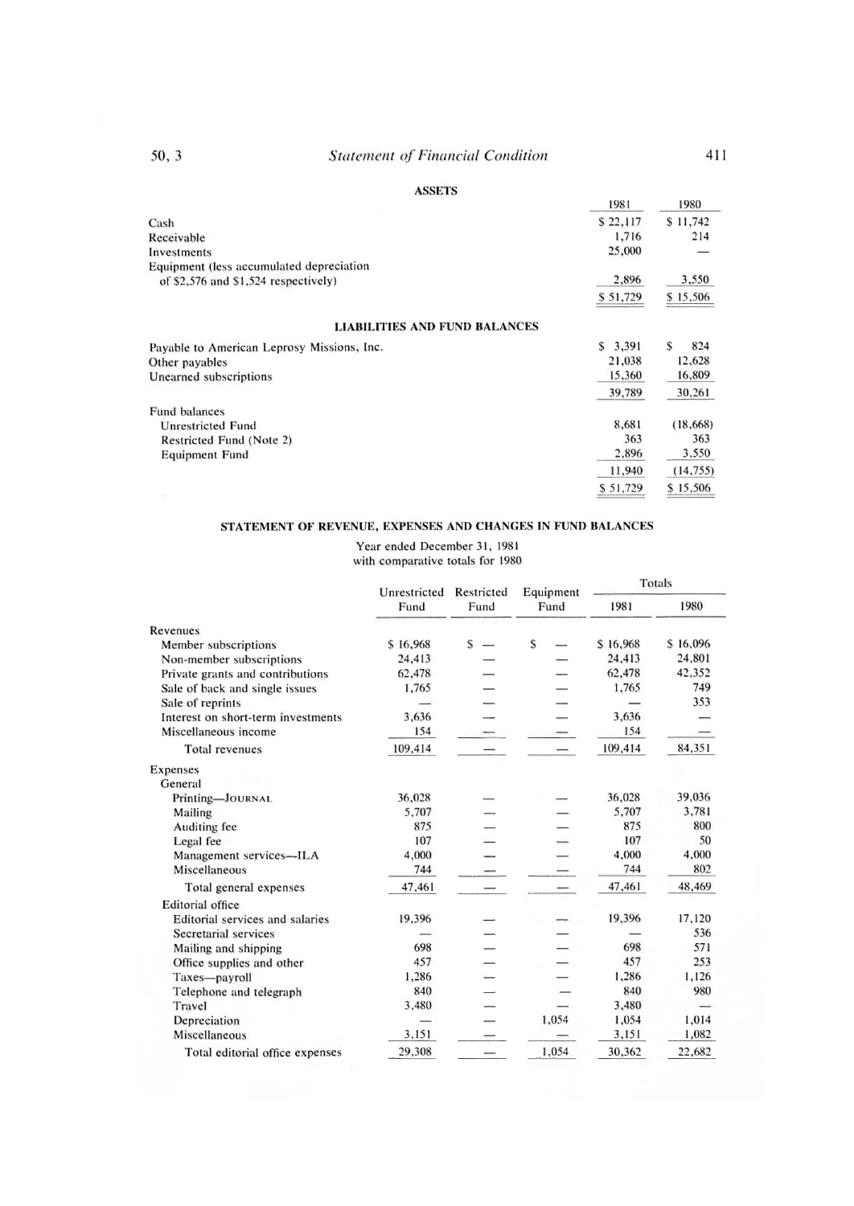## Statement of Financial Condition

### ASSETS

| | 1981 | 1980 |
|---|---|---|
| Cash | $ 22,117 | $ 11,742 |
| Receivable | 1,716 | 214 |
| Investments | 25,000 | — |
| Equipment (less accumulated depreciation of $2,576 and $1,524 respectively) | 2,896 | 3,550 |
| | $ 51,729 | $ 15,506 |

### LIABILITIES AND FUND BALANCES

| | 1981 | 1980 |
|---|---|---|
| Payable to American Leprosy Missions, Inc. | $ 3,391 | $ 824 |
| Other payables | 21,038 | 12,628 |
| Unearned subscriptions | 15,360 | 16,809 |
| | 39,789 | 30,261 |
| Fund balances | | |
| Unrestricted Fund | 8,681 | (18,668) |
| Restricted Fund (Note 2) | 363 | 363 |
| Equipment Fund | 2,896 | 3,550 |
| | 11,940 | (14,755) |
| | $ 51,729 | $ 15,506 |

### STATEMENT OF REVENUE, EXPENSES AND CHANGES IN FUND BALANCES

Year ended December 31, 1981
with comparative totals for 1980

| | Unrestricted Fund | Restricted Fund | Equipment Fund | Totals 1981 | Totals 1980 |
|---|---|---|---|---|---|
| **Revenues** | | | | | |
| Member subscriptions | $ 16,968 | $ — | $ — | $ 16,968 | $ 16,096 |
| Non-member subscriptions | 24,413 | — | — | 24,413 | 24,801 |
| Private grants and contributions | 62,478 | — | — | 62,478 | 42,352 |
| Sale of back and single issues | 1,765 | — | — | 1,765 | 749 |
| Sale of reprints | — | — | — | — | 353 |
| Interest on short-term investments | 3,636 | — | — | 3,636 | — |
| Miscellaneous income | 154 | — | — | 154 | — |
| Total revenues | 109,414 | — | — | 109,414 | 84,351 |
| **Expenses** | | | | | |
| General | | | | | |
| Printing—JOURNAL | 36,028 | — | — | 36,028 | 39,036 |
| Mailing | 5,707 | — | — | 5,707 | 3,781 |
| Auditing fee | 875 | — | — | 875 | 800 |
| Legal fee | 107 | — | — | 107 | 50 |
| Management services—ILA | 4,000 | — | — | 4,000 | 4,000 |
| Miscellaneous | 744 | — | — | 744 | 802 |
| Total general expenses | 47,461 | — | — | 47,461 | 48,469 |
| Editorial office | | | | | |
| Editorial services and salaries | 19,396 | — | — | 19,396 | 17,120 |
| Secretarial services | — | — | — | — | 536 |
| Mailing and shipping | 698 | — | — | 698 | 571 |
| Office supplies and other | 457 | — | — | 457 | 253 |
| Taxes—payroll | 1,286 | — | — | 1,286 | 1,126 |
| Telephone and telegraph | 840 | — | — | 840 | 980 |
| Travel | 3,480 | — | — | 3,480 | — |
| Depreciation | — | — | 1,054 | 1,054 | 1,014 |
| Miscellaneous | 3,151 | — | — | 3,151 | 1,082 |
| Total editorial office expenses | 29,308 | — | 1,054 | 30,362 | 22,682 |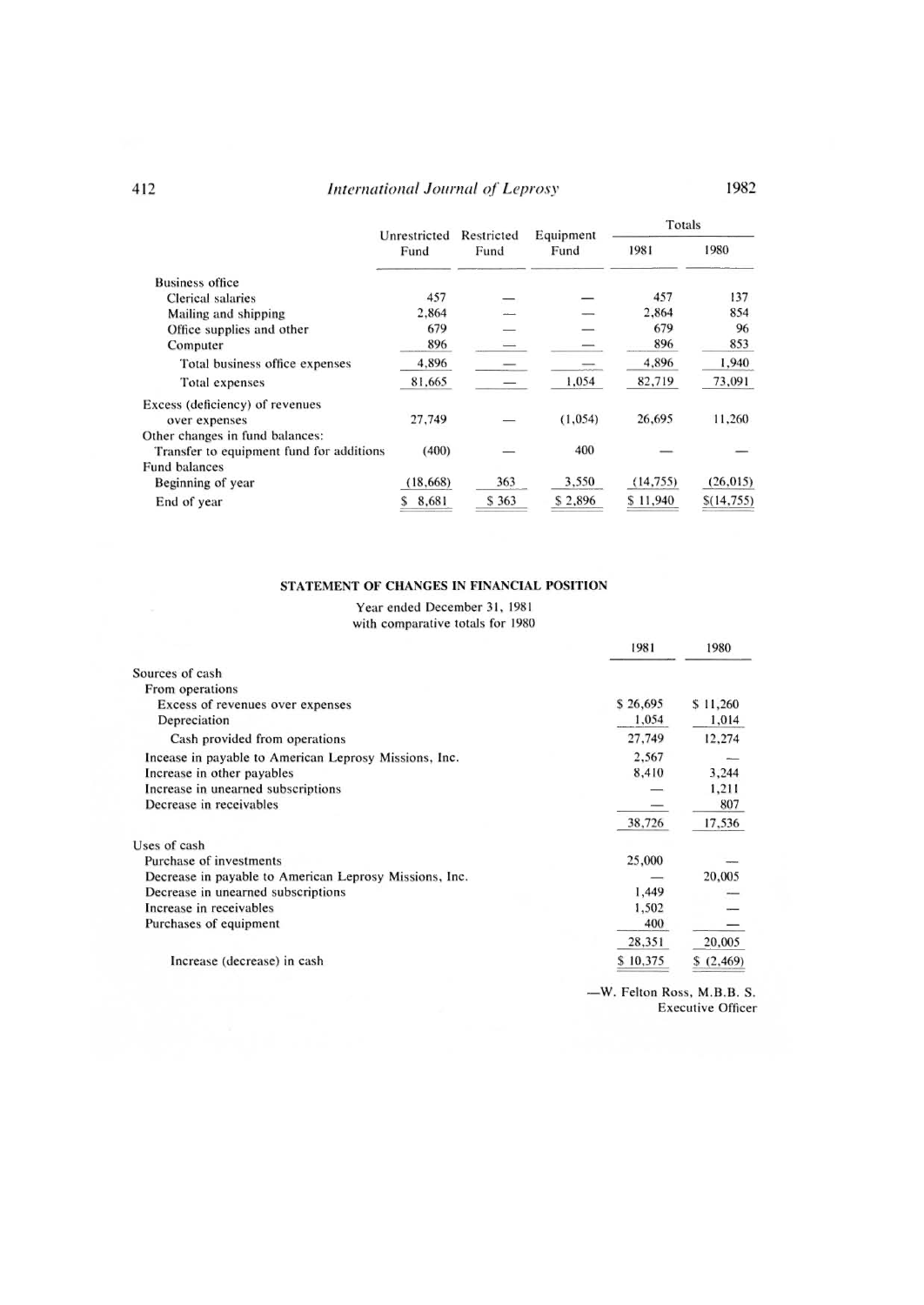| | Unrestricted Fund | Restricted Fund | Equipment Fund | Totals 1981 | 1980 |
|---|---|---|---|---|---|
| Business office | | | | | |
| Clerical salaries | 457 | — | — | 457 | 137 |
| Mailing and shipping | 2,864 | — | — | 2,864 | 854 |
| Office supplies and other | 679 | — | — | 679 | 96 |
| Computer | 896 | — | — | 896 | 853 |
| Total business office expenses | 4,896 | — | — | 4,896 | 1,940 |
| Total expenses | 81,665 | — | 1,054 | 82,719 | 73,091 |
| Excess (deficiency) of revenues over expenses | 27,749 | — | (1,054) | 26,695 | 11,260 |
| Other changes in fund balances: | | | | | |
| Transfer to equipment fund for additions | (400) | — | 400 | — | — |
| Fund balances | | | | | |
| Beginning of year | (18,668) | 363 | 3,550 | (14,755) | (26,015) |
| End of year | $ 8,681 | $ 363 | $ 2,896 | $ 11,940 | $(14,755) |

## STATEMENT OF CHANGES IN FINANCIAL POSITION

Year ended December 31, 1981
with comparative totals for 1980

| | 1981 | 1980 |
|---|---|---|
| Sources of cash | | |
| From operations | | |
| Excess of revenues over expenses | $ 26,695 | $ 11,260 |
| Depreciation | 1,054 | 1,014 |
| Cash provided from operations | 27,749 | 12,274 |
| Incease in payable to American Leprosy Missions, Inc. | 2,567 | — |
| Increase in other payables | 8,410 | 3,244 |
| Increase in unearned subscriptions | — | 1,211 |
| Decrease in receivables | — | 807 |
| | 38,726 | 17,536 |
| Uses of cash | | |
| Purchase of investments | 25,000 | — |
| Decrease in payable to American Leprosy Missions, Inc. | — | 20,005 |
| Decrease in unearned subscriptions | 1,449 | — |
| Increase in receivables | 1,502 | — |
| Purchases of equipment | 400 | — |
| | 28,351 | 20,005 |
| Increase (decrease) in cash | $ 10,375 | $ (2,469) |

—W. Felton Ross, M.B.B. S.
Executive Officer